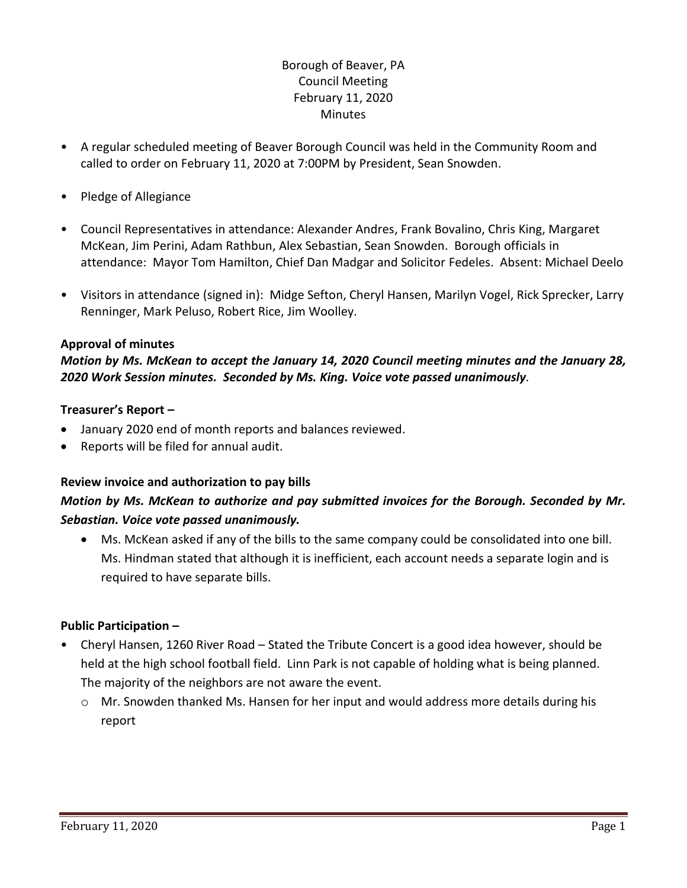Borough of Beaver, PA
Council Meeting
February 11, 2020
Minutes

- A regular scheduled meeting of Beaver Borough Council was held in the Community Room and called to order on February 11, 2020 at 7:00PM by President, Sean Snowden.
- Pledge of Allegiance
- Council Representatives in attendance: Alexander Andres, Frank Bovalino, Chris King, Margaret McKean, Jim Perini, Adam Rathbun, Alex Sebastian, Sean Snowden. Borough officials in attendance: Mayor Tom Hamilton, Chief Dan Madgar and Solicitor Fedeles. Absent: Michael Deelo
- Visitors in attendance (signed in): Midge Sefton, Cheryl Hansen, Marilyn Vogel, Rick Sprecker, Larry Renninger, Mark Peluso, Robert Rice, Jim Woolley.

**Approval of minutes**

***Motion by Ms. McKean to accept the January 14, 2020 Council meeting minutes and the January 28, 2020 Work Session minutes. Seconded by Ms. King. Voice vote passed unanimously*.**

**Treasurer's Report –**

- January 2020 end of month reports and balances reviewed.
- Reports will be filed for annual audit.

**Review invoice and authorization to pay bills**

***Motion by Ms. McKean to authorize and pay submitted invoices for the Borough. Seconded by Mr. Sebastian. Voice vote passed unanimously.***

- Ms. McKean asked if any of the bills to the same company could be consolidated into one bill. Ms. Hindman stated that although it is inefficient, each account needs a separate login and is required to have separate bills.

**Public Participation –**

- Cheryl Hansen, 1260 River Road – Stated the Tribute Concert is a good idea however, should be held at the high school football field. Linn Park is not capable of holding what is being planned. The majority of the neighbors are not aware the event.
  - Mr. Snowden thanked Ms. Hansen for her input and would address more details during his report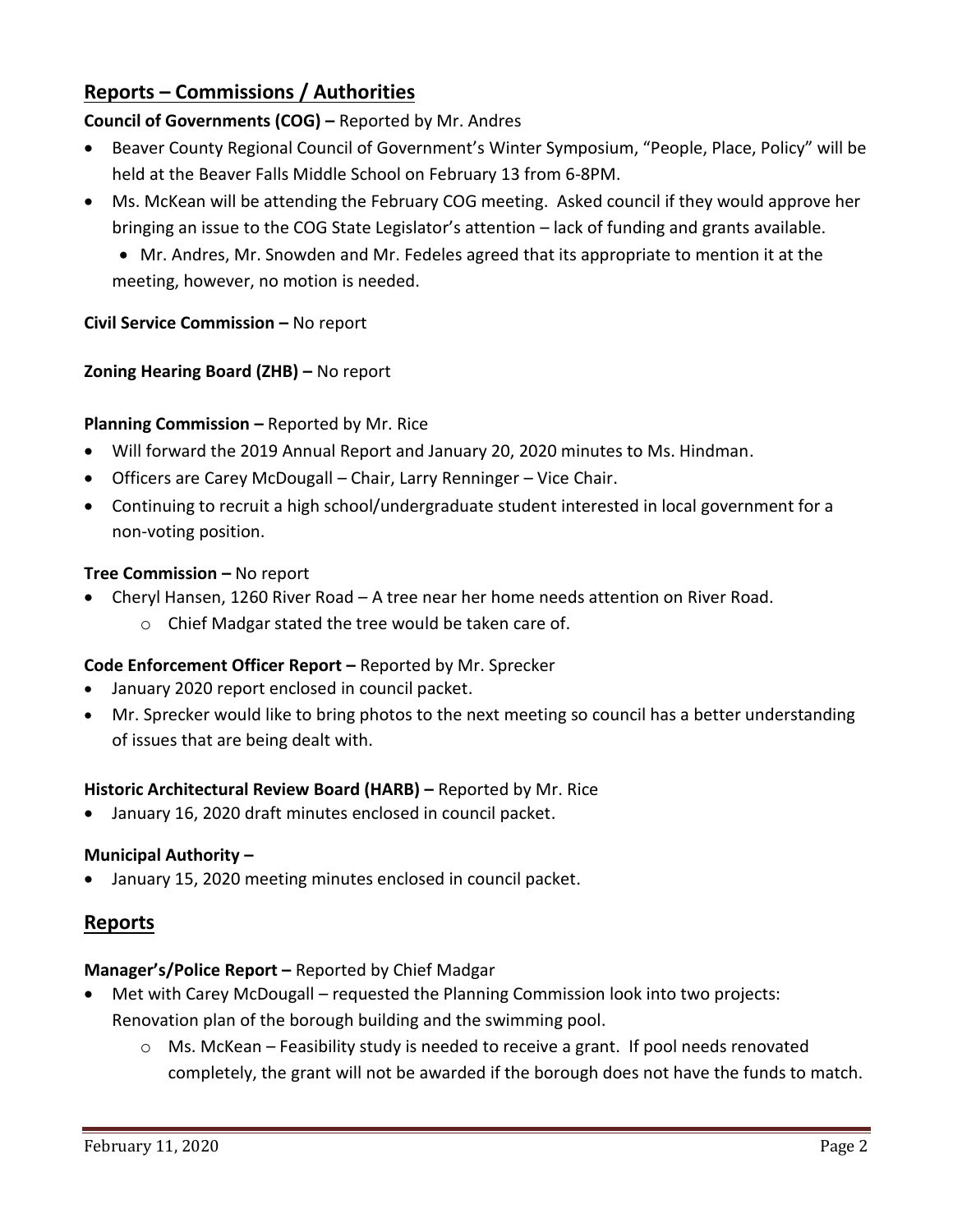## Reports – Commissions / Authorities

**Council of Governments (COG) –** Reported by Mr. Andres

- Beaver County Regional Council of Government's Winter Symposium, "People, Place, Policy" will be held at the Beaver Falls Middle School on February 13 from 6-8PM.
- Ms. McKean will be attending the February COG meeting. Asked council if they would approve her bringing an issue to the COG State Legislator's attention – lack of funding and grants available.
  - Mr. Andres, Mr. Snowden and Mr. Fedeles agreed that its appropriate to mention it at the meeting, however, no motion is needed.

**Civil Service Commission –** No report

**Zoning Hearing Board (ZHB) –** No report

**Planning Commission –** Reported by Mr. Rice

- Will forward the 2019 Annual Report and January 20, 2020 minutes to Ms. Hindman.
- Officers are Carey McDougall – Chair, Larry Renninger – Vice Chair.
- Continuing to recruit a high school/undergraduate student interested in local government for a non-voting position.

**Tree Commission –** No report

- Cheryl Hansen, 1260 River Road – A tree near her home needs attention on River Road.
  - Chief Madgar stated the tree would be taken care of.

**Code Enforcement Officer Report –** Reported by Mr. Sprecker

- January 2020 report enclosed in council packet.
- Mr. Sprecker would like to bring photos to the next meeting so council has a better understanding of issues that are being dealt with.

**Historic Architectural Review Board (HARB) –** Reported by Mr. Rice

- January 16, 2020 draft minutes enclosed in council packet.

**Municipal Authority –**

- January 15, 2020 meeting minutes enclosed in council packet.

## Reports

**Manager's/Police Report –** Reported by Chief Madgar

- Met with Carey McDougall – requested the Planning Commission look into two projects: Renovation plan of the borough building and the swimming pool.
  - Ms. McKean – Feasibility study is needed to receive a grant. If pool needs renovated completely, the grant will not be awarded if the borough does not have the funds to match.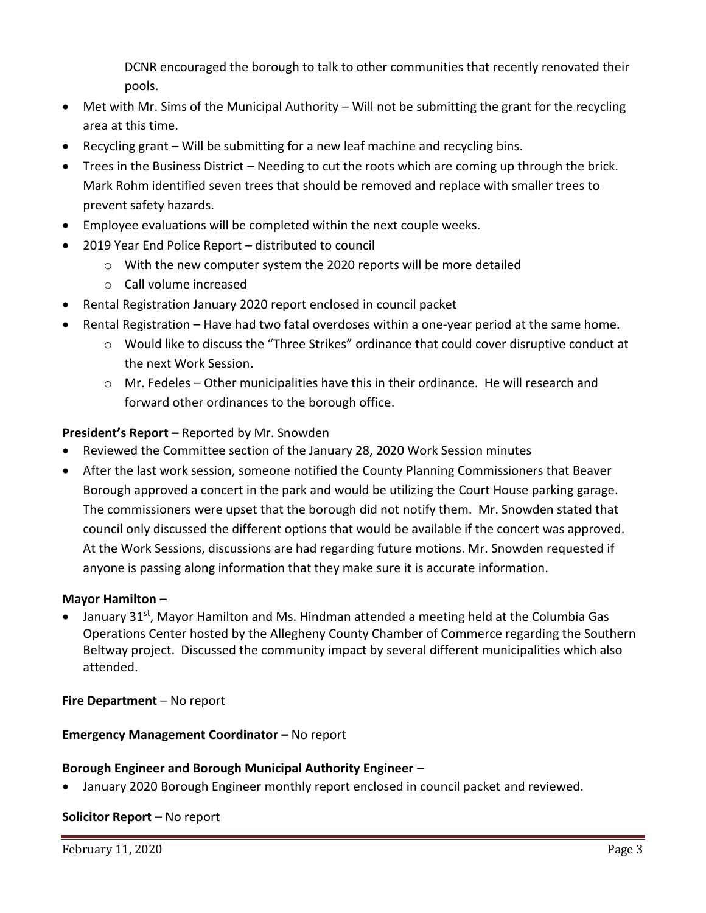DCNR encouraged the borough to talk to other communities that recently renovated their pools.

- Met with Mr. Sims of the Municipal Authority – Will not be submitting the grant for the recycling area at this time.
- Recycling grant – Will be submitting for a new leaf machine and recycling bins.
- Trees in the Business District – Needing to cut the roots which are coming up through the brick. Mark Rohm identified seven trees that should be removed and replace with smaller trees to prevent safety hazards.
- Employee evaluations will be completed within the next couple weeks.
- 2019 Year End Police Report – distributed to council
    - With the new computer system the 2020 reports will be more detailed
    - Call volume increased
- Rental Registration January 2020 report enclosed in council packet
- Rental Registration – Have had two fatal overdoses within a one-year period at the same home.
    - Would like to discuss the "Three Strikes" ordinance that could cover disruptive conduct at the next Work Session.
    - Mr. Fedeles – Other municipalities have this in their ordinance. He will research and forward other ordinances to the borough office.

**President's Report –** Reported by Mr. Snowden

- Reviewed the Committee section of the January 28, 2020 Work Session minutes
- After the last work session, someone notified the County Planning Commissioners that Beaver Borough approved a concert in the park and would be utilizing the Court House parking garage. The commissioners were upset that the borough did not notify them. Mr. Snowden stated that council only discussed the different options that would be available if the concert was approved. At the Work Sessions, discussions are had regarding future motions. Mr. Snowden requested if anyone is passing along information that they make sure it is accurate information.

**Mayor Hamilton –**

- January 31st, Mayor Hamilton and Ms. Hindman attended a meeting held at the Columbia Gas Operations Center hosted by the Allegheny County Chamber of Commerce regarding the Southern Beltway project. Discussed the community impact by several different municipalities which also attended.

**Fire Department** – No report

**Emergency Management Coordinator –** No report

**Borough Engineer and Borough Municipal Authority Engineer –**

- January 2020 Borough Engineer monthly report enclosed in council packet and reviewed.

**Solicitor Report –** No report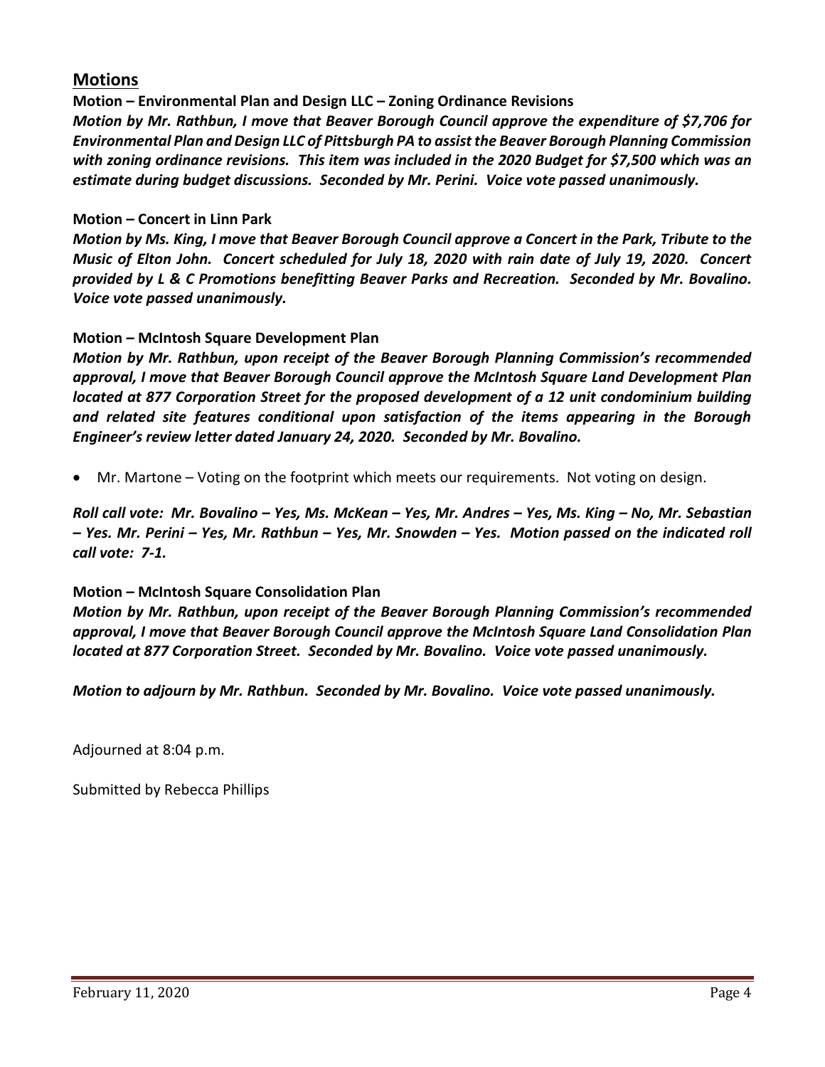## Motions

**Motion – Environmental Plan and Design LLC – Zoning Ordinance Revisions**

***Motion by Mr. Rathbun, I move that Beaver Borough Council approve the expenditure of $7,706 for Environmental Plan and Design LLC of Pittsburgh PA to assist the Beaver Borough Planning Commission with zoning ordinance revisions. This item was included in the 2020 Budget for $7,500 which was an estimate during budget discussions. Seconded by Mr. Perini. Voice vote passed unanimously.***

**Motion – Concert in Linn Park**

***Motion by Ms. King, I move that Beaver Borough Council approve a Concert in the Park, Tribute to the Music of Elton John. Concert scheduled for July 18, 2020 with rain date of July 19, 2020. Concert provided by L & C Promotions benefitting Beaver Parks and Recreation. Seconded by Mr. Bovalino. Voice vote passed unanimously.***

**Motion – McIntosh Square Development Plan**

***Motion by Mr. Rathbun, upon receipt of the Beaver Borough Planning Commission's recommended approval, I move that Beaver Borough Council approve the McIntosh Square Land Development Plan located at 877 Corporation Street for the proposed development of a 12 unit condominium building and related site features conditional upon satisfaction of the items appearing in the Borough Engineer's review letter dated January 24, 2020. Seconded by Mr. Bovalino.***

- Mr. Martone – Voting on the footprint which meets our requirements. Not voting on design.

***Roll call vote: Mr. Bovalino – Yes, Ms. McKean – Yes, Mr. Andres – Yes, Ms. King – No, Mr. Sebastian – Yes. Mr. Perini – Yes, Mr. Rathbun – Yes, Mr. Snowden – Yes. Motion passed on the indicated roll call vote: 7-1.***

**Motion – McIntosh Square Consolidation Plan**

***Motion by Mr. Rathbun, upon receipt of the Beaver Borough Planning Commission's recommended approval, I move that Beaver Borough Council approve the McIntosh Square Land Consolidation Plan located at 877 Corporation Street. Seconded by Mr. Bovalino. Voice vote passed unanimously.***

***Motion to adjourn by Mr. Rathbun. Seconded by Mr. Bovalino. Voice vote passed unanimously.***

Adjourned at 8:04 p.m.

Submitted by Rebecca Phillips